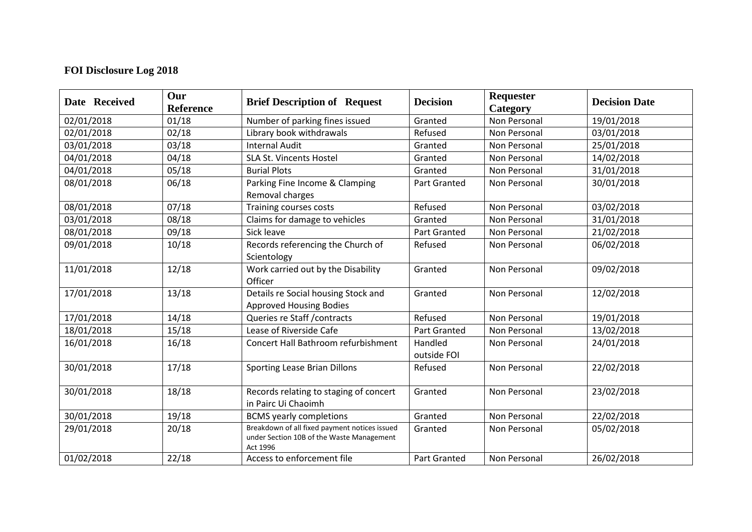# FOI Disclosure Log 2018

| Date Received | Our Reference | Brief Description of Request | Decision | Requester Category | Decision Date |
|---|---|---|---|---|---|
| 02/01/2018 | 01/18 | Number of parking fines issued | Granted | Non Personal | 19/01/2018 |
| 02/01/2018 | 02/18 | Library book withdrawals | Refused | Non Personal | 03/01/2018 |
| 03/01/2018 | 03/18 | Internal Audit | Granted | Non Personal | 25/01/2018 |
| 04/01/2018 | 04/18 | SLA St. Vincents Hostel | Granted | Non Personal | 14/02/2018 |
| 04/01/2018 | 05/18 | Burial Plots | Granted | Non Personal | 31/01/2018 |
| 08/01/2018 | 06/18 | Parking Fine Income & Clamping Removal charges | Part Granted | Non Personal | 30/01/2018 |
| 08/01/2018 | 07/18 | Training courses costs | Refused | Non Personal | 03/02/2018 |
| 03/01/2018 | 08/18 | Claims for damage to vehicles | Granted | Non Personal | 31/01/2018 |
| 08/01/2018 | 09/18 | Sick leave | Part Granted | Non Personal | 21/02/2018 |
| 09/01/2018 | 10/18 | Records referencing the Church of Scientology | Refused | Non Personal | 06/02/2018 |
| 11/01/2018 | 12/18 | Work carried out by the Disability Officer | Granted | Non Personal | 09/02/2018 |
| 17/01/2018 | 13/18 | Details re Social housing Stock and Approved Housing Bodies | Granted | Non Personal | 12/02/2018 |
| 17/01/2018 | 14/18 | Queries re Staff /contracts | Refused | Non Personal | 19/01/2018 |
| 18/01/2018 | 15/18 | Lease of Riverside Cafe | Part Granted | Non Personal | 13/02/2018 |
| 16/01/2018 | 16/18 | Concert Hall Bathroom refurbishment | Handled outside FOI | Non Personal | 24/01/2018 |
| 30/01/2018 | 17/18 | Sporting Lease Brian Dillons | Refused | Non Personal | 22/02/2018 |
| 30/01/2018 | 18/18 | Records relating to staging of concert in Pairc Ui Chaoimh | Granted | Non Personal | 23/02/2018 |
| 30/01/2018 | 19/18 | BCMS yearly completions | Granted | Non Personal | 22/02/2018 |
| 29/01/2018 | 20/18 | Breakdown of all fixed payment notices issued under Section 10B of the Waste Management Act 1996 | Granted | Non Personal | 05/02/2018 |
| 01/02/2018 | 22/18 | Access to enforcement file | Part Granted | Non Personal | 26/02/2018 |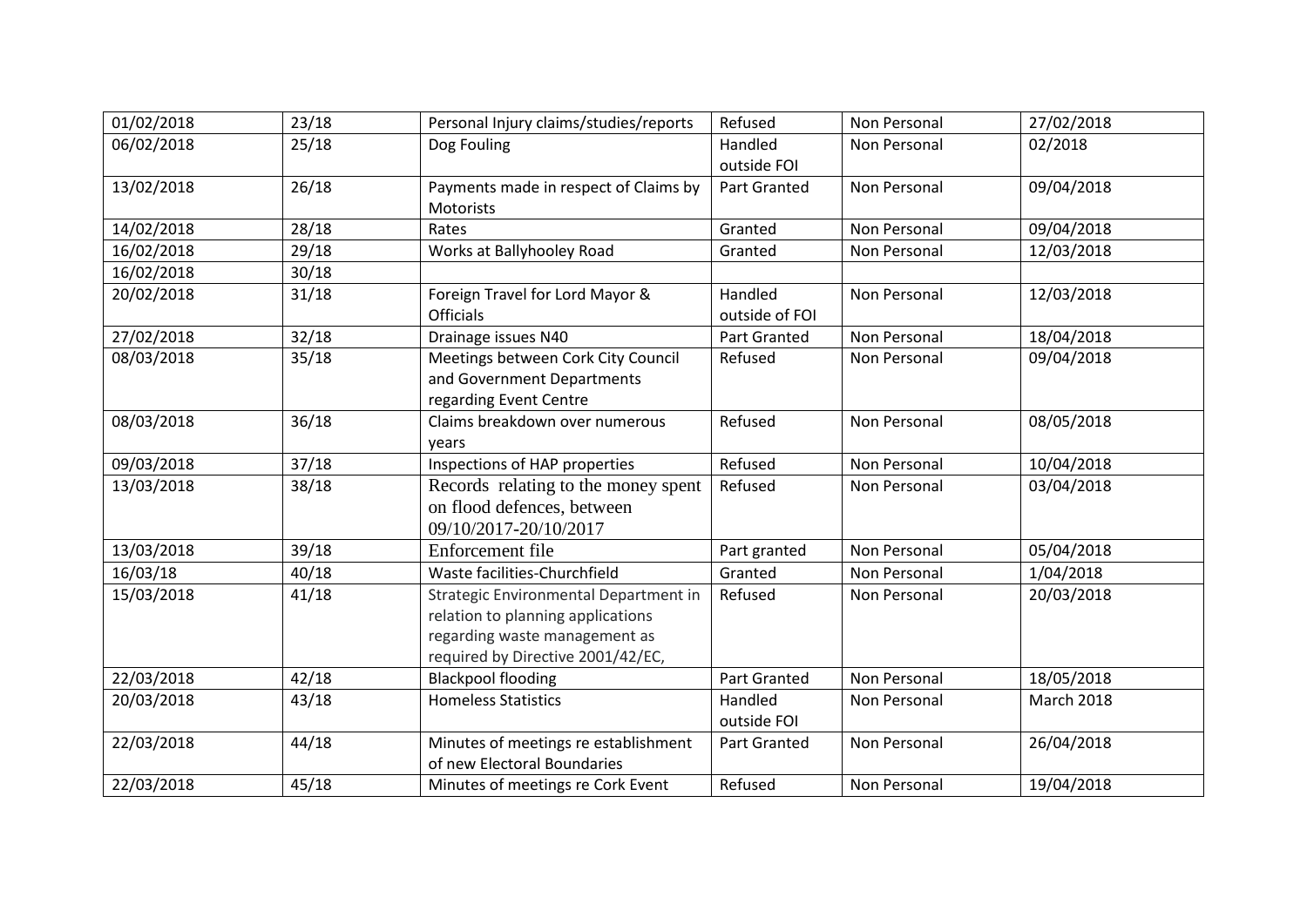| | | | | | |
|---|---|---|---|---|---|
| 01/02/2018 | 23/18 | Personal Injury claims/studies/reports | Refused | Non Personal | 27/02/2018 |
| 06/02/2018 | 25/18 | Dog Fouling | Handled outside FOI | Non Personal | 02/2018 |
| 13/02/2018 | 26/18 | Payments made in respect of Claims by Motorists | Part Granted | Non Personal | 09/04/2018 |
| 14/02/2018 | 28/18 | Rates | Granted | Non Personal | 09/04/2018 |
| 16/02/2018 | 29/18 | Works at Ballyhooley Road | Granted | Non Personal | 12/03/2018 |
| 16/02/2018 | 30/18 | | | | |
| 20/02/2018 | 31/18 | Foreign Travel for Lord Mayor & Officials | Handled outside of FOI | Non Personal | 12/03/2018 |
| 27/02/2018 | 32/18 | Drainage issues N40 | Part Granted | Non Personal | 18/04/2018 |
| 08/03/2018 | 35/18 | Meetings between Cork City Council and Government Departments regarding Event Centre | Refused | Non Personal | 09/04/2018 |
| 08/03/2018 | 36/18 | Claims breakdown over numerous years | Refused | Non Personal | 08/05/2018 |
| 09/03/2018 | 37/18 | Inspections of HAP properties | Refused | Non Personal | 10/04/2018 |
| 13/03/2018 | 38/18 | Records relating to the money spent on flood defences, between 09/10/2017-20/10/2017 | Refused | Non Personal | 03/04/2018 |
| 13/03/2018 | 39/18 | Enforcement file | Part granted | Non Personal | 05/04/2018 |
| 16/03/18 | 40/18 | Waste facilities-Churchfield | Granted | Non Personal | 1/04/2018 |
| 15/03/2018 | 41/18 | Strategic Environmental Department in relation to planning applications regarding waste management as required by Directive 2001/42/EC, | Refused | Non Personal | 20/03/2018 |
| 22/03/2018 | 42/18 | Blackpool flooding | Part Granted | Non Personal | 18/05/2018 |
| 20/03/2018 | 43/18 | Homeless Statistics | Handled outside FOI | Non Personal | March 2018 |
| 22/03/2018 | 44/18 | Minutes of meetings re establishment of new Electoral Boundaries | Part Granted | Non Personal | 26/04/2018 |
| 22/03/2018 | 45/18 | Minutes of meetings re Cork Event | Refused | Non Personal | 19/04/2018 |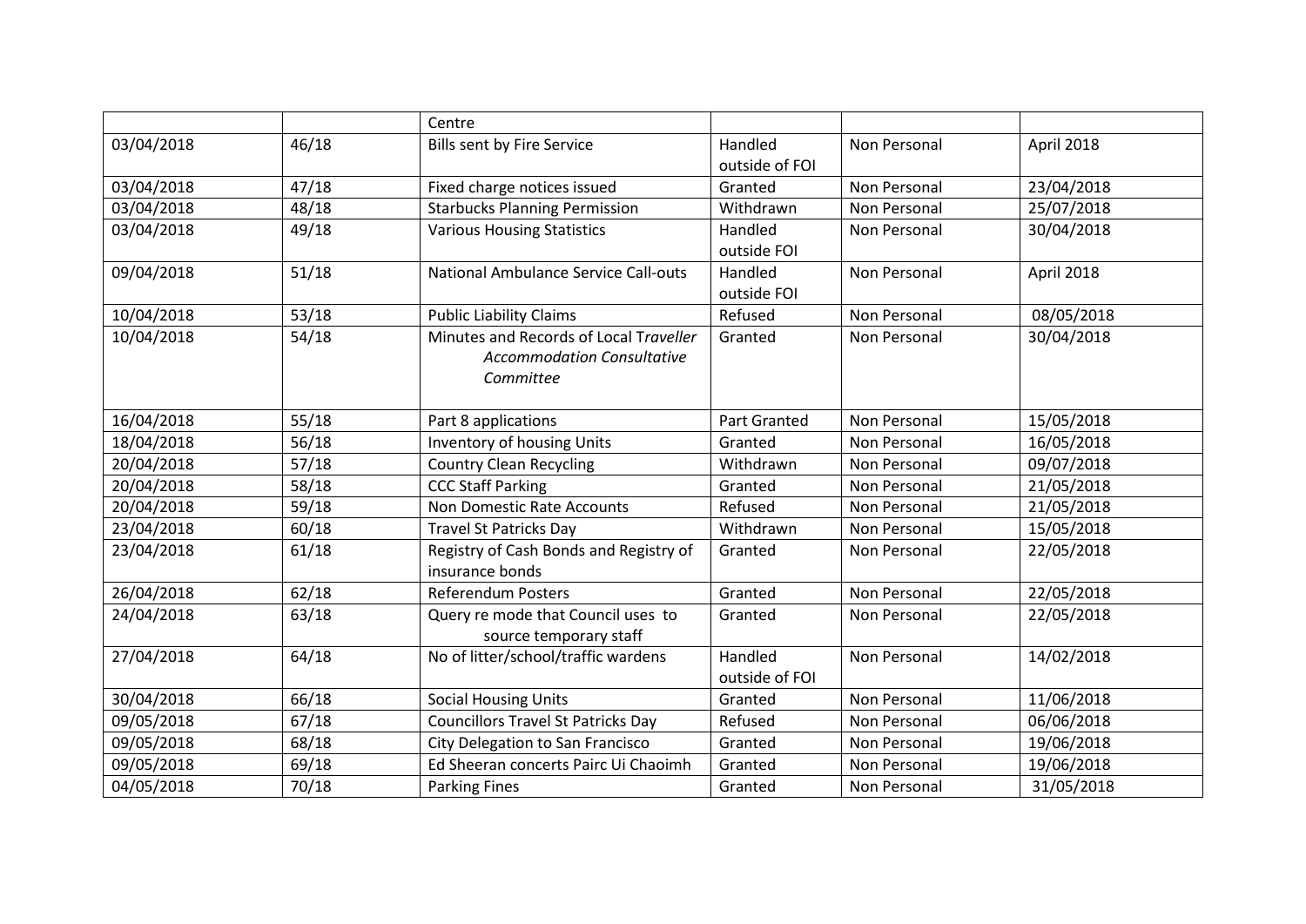| | | Centre | | | |
|---|---|---|---|---|---|
| 03/04/2018 | 46/18 | Bills sent by Fire Service | Handled outside of FOI | Non Personal | April 2018 |
| 03/04/2018 | 47/18 | Fixed charge notices issued | Granted | Non Personal | 23/04/2018 |
| 03/04/2018 | 48/18 | Starbucks Planning Permission | Withdrawn | Non Personal | 25/07/2018 |
| 03/04/2018 | 49/18 | Various Housing Statistics | Handled outside FOI | Non Personal | 30/04/2018 |
| 09/04/2018 | 51/18 | National Ambulance Service Call-outs | Handled outside FOI | Non Personal | April 2018 |
| 10/04/2018 | 53/18 | Public Liability Claims | Refused | Non Personal | 08/05/2018 |
| 10/04/2018 | 54/18 | Minutes and Records of Local T*raveller Accommodation Consultative Committee* | Granted | Non Personal | 30/04/2018 |
| 16/04/2018 | 55/18 | Part 8 applications | Part Granted | Non Personal | 15/05/2018 |
| 18/04/2018 | 56/18 | Inventory of housing Units | Granted | Non Personal | 16/05/2018 |
| 20/04/2018 | 57/18 | Country Clean Recycling | Withdrawn | Non Personal | 09/07/2018 |
| 20/04/2018 | 58/18 | CCC Staff Parking | Granted | Non Personal | 21/05/2018 |
| 20/04/2018 | 59/18 | Non Domestic Rate Accounts | Refused | Non Personal | 21/05/2018 |
| 23/04/2018 | 60/18 | Travel St Patricks Day | Withdrawn | Non Personal | 15/05/2018 |
| 23/04/2018 | 61/18 | Registry of Cash Bonds and Registry of insurance bonds | Granted | Non Personal | 22/05/2018 |
| 26/04/2018 | 62/18 | Referendum Posters | Granted | Non Personal | 22/05/2018 |
| 24/04/2018 | 63/18 | Query re mode that Council uses to source temporary staff | Granted | Non Personal | 22/05/2018 |
| 27/04/2018 | 64/18 | No of litter/school/traffic wardens | Handled outside of FOI | Non Personal | 14/02/2018 |
| 30/04/2018 | 66/18 | Social Housing Units | Granted | Non Personal | 11/06/2018 |
| 09/05/2018 | 67/18 | Councillors Travel St Patricks Day | Refused | Non Personal | 06/06/2018 |
| 09/05/2018 | 68/18 | City Delegation to San Francisco | Granted | Non Personal | 19/06/2018 |
| 09/05/2018 | 69/18 | Ed Sheeran concerts Pairc Ui Chaoimh | Granted | Non Personal | 19/06/2018 |
| 04/05/2018 | 70/18 | Parking Fines | Granted | Non Personal | 31/05/2018 |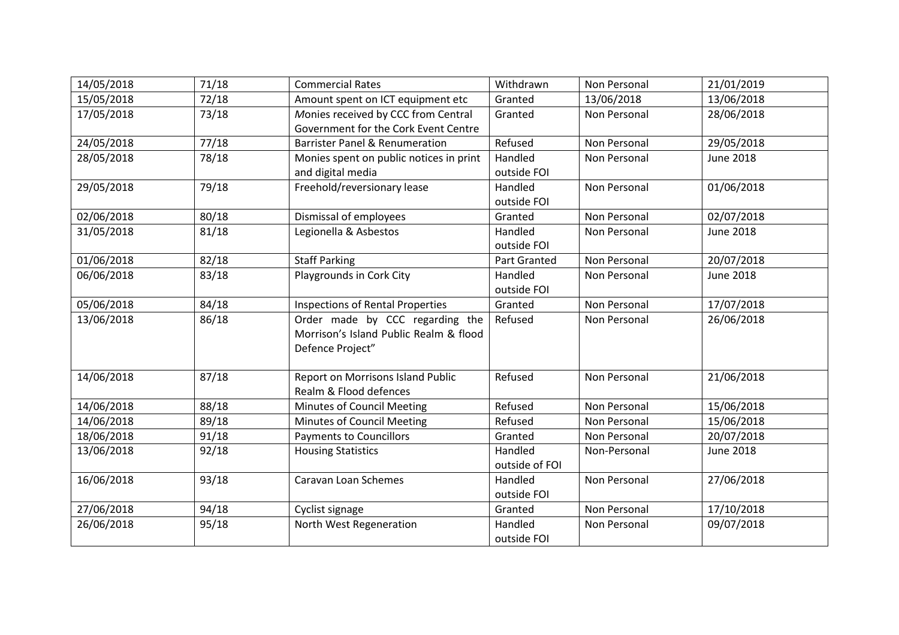| | | | | | |
|---|---|---|---|---|---|
| 14/05/2018 | 71/18 | Commercial Rates | Withdrawn | Non Personal | 21/01/2019 |
| 15/05/2018 | 72/18 | Amount spent on ICT equipment etc | Granted | 13/06/2018 | 13/06/2018 |
| 17/05/2018 | 73/18 | *M*onies received by CCC from Central Government for the Cork Event Centre | Granted | Non Personal | 28/06/2018 |
| 24/05/2018 | 77/18 | Barrister Panel & Renumeration | Refused | Non Personal | 29/05/2018 |
| 28/05/2018 | 78/18 | Monies spent on public notices in print and digital media | Handled outside FOI | Non Personal | June 2018 |
| 29/05/2018 | 79/18 | Freehold/reversionary lease | Handled outside FOI | Non Personal | 01/06/2018 |
| 02/06/2018 | 80/18 | Dismissal of employees | Granted | Non Personal | 02/07/2018 |
| 31/05/2018 | 81/18 | Legionella & Asbestos | Handled outside FOI | Non Personal | June 2018 |
| 01/06/2018 | 82/18 | Staff Parking | Part Granted | Non Personal | 20/07/2018 |
| 06/06/2018 | 83/18 | Playgrounds in Cork City | Handled outside FOI | Non Personal | June 2018 |
| 05/06/2018 | 84/18 | Inspections of Rental Properties | Granted | Non Personal | 17/07/2018 |
| 13/06/2018 | 86/18 | Order made by CCC regarding the Morrison's Island Public Realm & flood Defence Project" | Refused | Non Personal | 26/06/2018 |
| 14/06/2018 | 87/18 | Report on Morrisons Island Public Realm & Flood defences | Refused | Non Personal | 21/06/2018 |
| 14/06/2018 | 88/18 | Minutes of Council Meeting | Refused | Non Personal | 15/06/2018 |
| 14/06/2018 | 89/18 | Minutes of Council Meeting | Refused | Non Personal | 15/06/2018 |
| 18/06/2018 | 91/18 | Payments to Councillors | Granted | Non Personal | 20/07/2018 |
| 13/06/2018 | 92/18 | Housing Statistics | Handled outside of FOI | Non-Personal | June 2018 |
| 16/06/2018 | 93/18 | Caravan Loan Schemes | Handled outside FOI | Non Personal | 27/06/2018 |
| 27/06/2018 | 94/18 | Cyclist signage | Granted | Non Personal | 17/10/2018 |
| 26/06/2018 | 95/18 | North West Regeneration | Handled outside FOI | Non Personal | 09/07/2018 |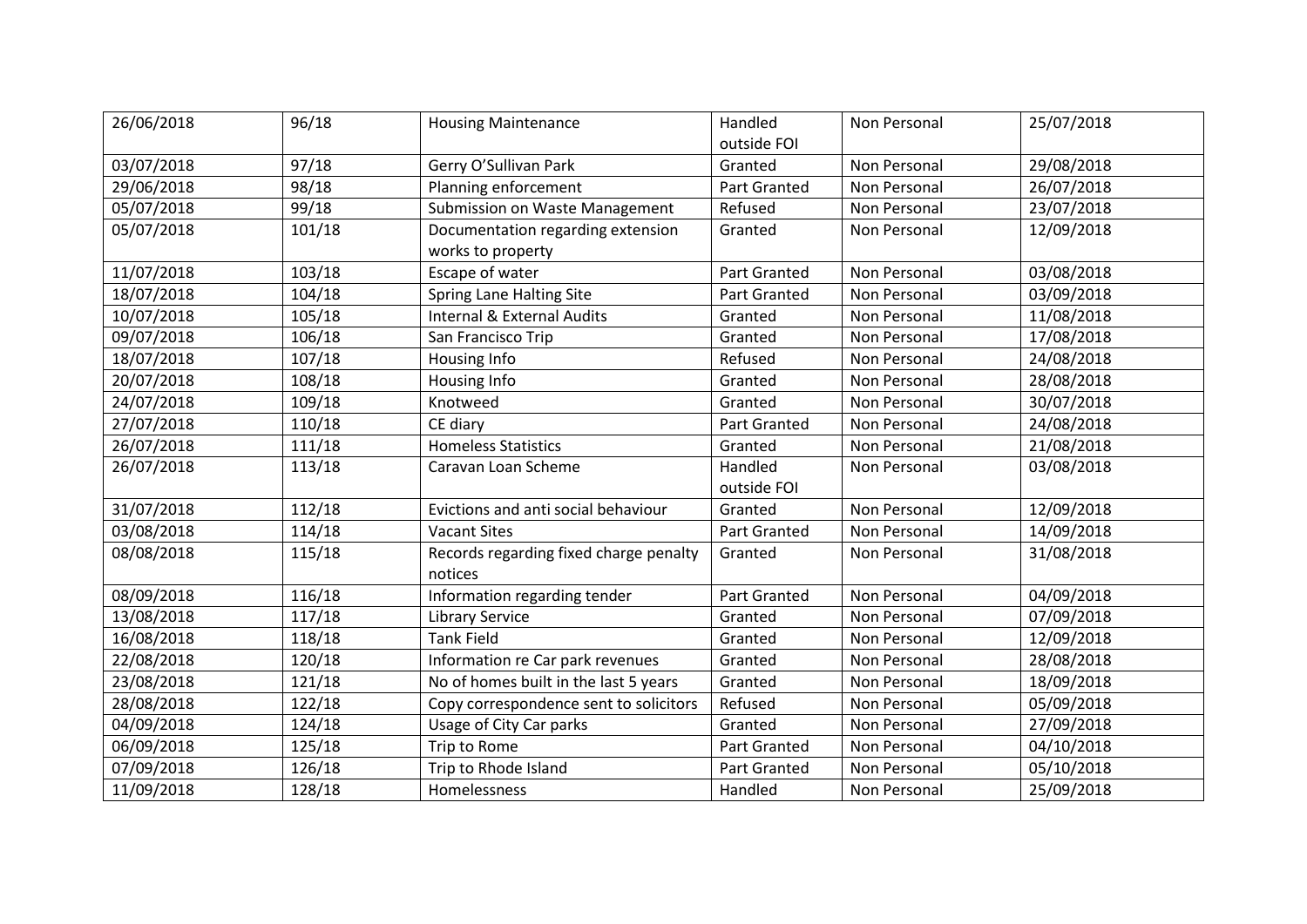| 26/06/2018 | 96/18 | Housing Maintenance | Handled outside FOI | Non Personal | 25/07/2018 |
|---|---|---|---|---|---|
| 03/07/2018 | 97/18 | Gerry O'Sullivan Park | Granted | Non Personal | 29/08/2018 |
| 29/06/2018 | 98/18 | Planning enforcement | Part Granted | Non Personal | 26/07/2018 |
| 05/07/2018 | 99/18 | Submission on Waste Management | Refused | Non Personal | 23/07/2018 |
| 05/07/2018 | 101/18 | Documentation regarding extension works to property | Granted | Non Personal | 12/09/2018 |
| 11/07/2018 | 103/18 | Escape of water | Part Granted | Non Personal | 03/08/2018 |
| 18/07/2018 | 104/18 | Spring Lane Halting Site | Part Granted | Non Personal | 03/09/2018 |
| 10/07/2018 | 105/18 | Internal & External Audits | Granted | Non Personal | 11/08/2018 |
| 09/07/2018 | 106/18 | San Francisco Trip | Granted | Non Personal | 17/08/2018 |
| 18/07/2018 | 107/18 | Housing Info | Refused | Non Personal | 24/08/2018 |
| 20/07/2018 | 108/18 | Housing Info | Granted | Non Personal | 28/08/2018 |
| 24/07/2018 | 109/18 | Knotweed | Granted | Non Personal | 30/07/2018 |
| 27/07/2018 | 110/18 | CE diary | Part Granted | Non Personal | 24/08/2018 |
| 26/07/2018 | 111/18 | Homeless Statistics | Granted | Non Personal | 21/08/2018 |
| 26/07/2018 | 113/18 | Caravan Loan Scheme | Handled outside FOI | Non Personal | 03/08/2018 |
| 31/07/2018 | 112/18 | Evictions and anti social behaviour | Granted | Non Personal | 12/09/2018 |
| 03/08/2018 | 114/18 | Vacant Sites | Part Granted | Non Personal | 14/09/2018 |
| 08/08/2018 | 115/18 | Records regarding fixed charge penalty notices | Granted | Non Personal | 31/08/2018 |
| 08/09/2018 | 116/18 | Information regarding tender | Part Granted | Non Personal | 04/09/2018 |
| 13/08/2018 | 117/18 | Library Service | Granted | Non Personal | 07/09/2018 |
| 16/08/2018 | 118/18 | Tank Field | Granted | Non Personal | 12/09/2018 |
| 22/08/2018 | 120/18 | Information re Car park revenues | Granted | Non Personal | 28/08/2018 |
| 23/08/2018 | 121/18 | No of homes built in the last 5 years | Granted | Non Personal | 18/09/2018 |
| 28/08/2018 | 122/18 | Copy correspondence sent to solicitors | Refused | Non Personal | 05/09/2018 |
| 04/09/2018 | 124/18 | Usage of City Car parks | Granted | Non Personal | 27/09/2018 |
| 06/09/2018 | 125/18 | Trip to Rome | Part Granted | Non Personal | 04/10/2018 |
| 07/09/2018 | 126/18 | Trip to Rhode Island | Part Granted | Non Personal | 05/10/2018 |
| 11/09/2018 | 128/18 | Homelessness | Handled | Non Personal | 25/09/2018 |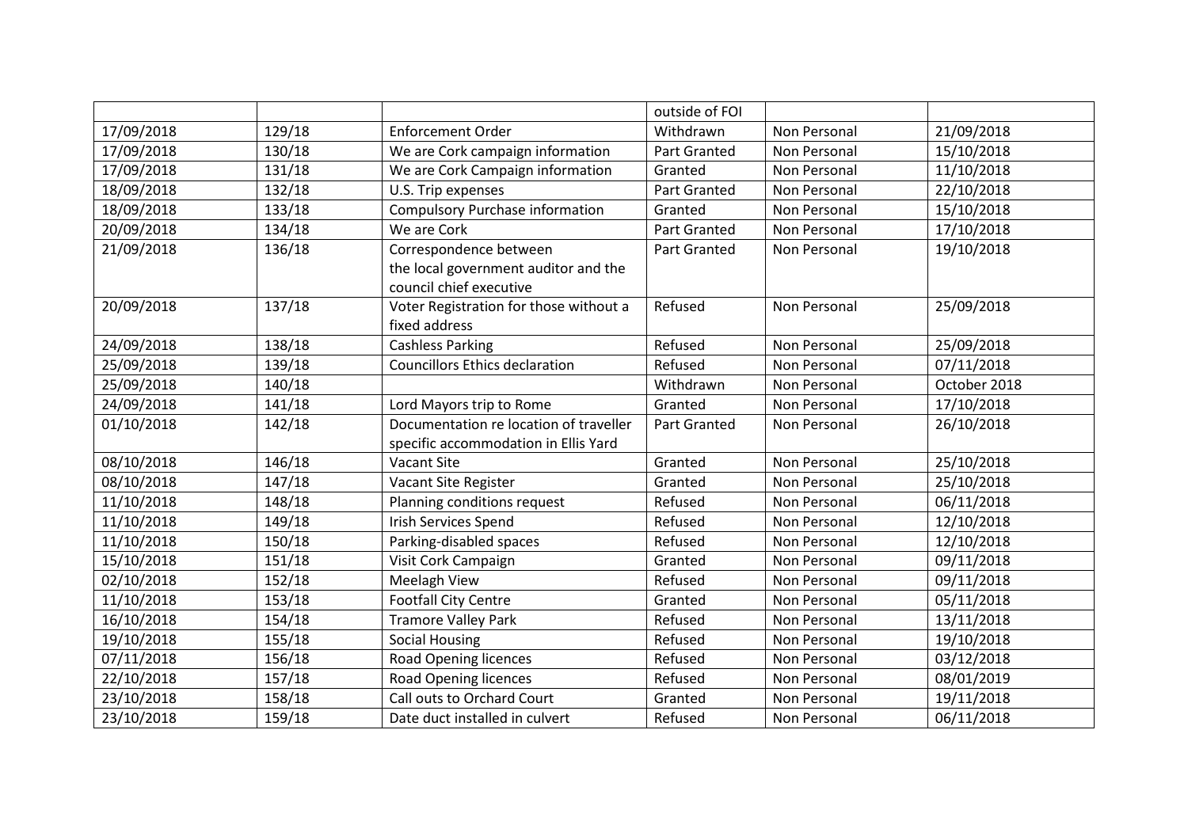| | | | outside of FOI | | |
|---|---|---|---|---|---|
| 17/09/2018 | 129/18 | Enforcement Order | Withdrawn | Non Personal | 21/09/2018 |
| 17/09/2018 | 130/18 | We are Cork campaign information | Part Granted | Non Personal | 15/10/2018 |
| 17/09/2018 | 131/18 | We are Cork Campaign information | Granted | Non Personal | 11/10/2018 |
| 18/09/2018 | 132/18 | U.S. Trip expenses | Part Granted | Non Personal | 22/10/2018 |
| 18/09/2018 | 133/18 | Compulsory Purchase information | Granted | Non Personal | 15/10/2018 |
| 20/09/2018 | 134/18 | We are Cork | Part Granted | Non Personal | 17/10/2018 |
| 21/09/2018 | 136/18 | Correspondence between the local government auditor and the council chief executive | Part Granted | Non Personal | 19/10/2018 |
| 20/09/2018 | 137/18 | Voter Registration for those without a fixed address | Refused | Non Personal | 25/09/2018 |
| 24/09/2018 | 138/18 | Cashless Parking | Refused | Non Personal | 25/09/2018 |
| 25/09/2018 | 139/18 | Councillors Ethics declaration | Refused | Non Personal | 07/11/2018 |
| 25/09/2018 | 140/18 | | Withdrawn | Non Personal | October 2018 |
| 24/09/2018 | 141/18 | Lord Mayors trip to Rome | Granted | Non Personal | 17/10/2018 |
| 01/10/2018 | 142/18 | Documentation re location of traveller specific accommodation in Ellis Yard | Part Granted | Non Personal | 26/10/2018 |
| 08/10/2018 | 146/18 | Vacant Site | Granted | Non Personal | 25/10/2018 |
| 08/10/2018 | 147/18 | Vacant Site Register | Granted | Non Personal | 25/10/2018 |
| 11/10/2018 | 148/18 | Planning conditions request | Refused | Non Personal | 06/11/2018 |
| 11/10/2018 | 149/18 | Irish Services Spend | Refused | Non Personal | 12/10/2018 |
| 11/10/2018 | 150/18 | Parking-disabled spaces | Refused | Non Personal | 12/10/2018 |
| 15/10/2018 | 151/18 | Visit Cork Campaign | Granted | Non Personal | 09/11/2018 |
| 02/10/2018 | 152/18 | Meelagh View | Refused | Non Personal | 09/11/2018 |
| 11/10/2018 | 153/18 | Footfall City Centre | Granted | Non Personal | 05/11/2018 |
| 16/10/2018 | 154/18 | Tramore Valley Park | Refused | Non Personal | 13/11/2018 |
| 19/10/2018 | 155/18 | Social Housing | Refused | Non Personal | 19/10/2018 |
| 07/11/2018 | 156/18 | Road Opening licences | Refused | Non Personal | 03/12/2018 |
| 22/10/2018 | 157/18 | Road Opening licences | Refused | Non Personal | 08/01/2019 |
| 23/10/2018 | 158/18 | Call outs to Orchard Court | Granted | Non Personal | 19/11/2018 |
| 23/10/2018 | 159/18 | Date duct installed in culvert | Refused | Non Personal | 06/11/2018 |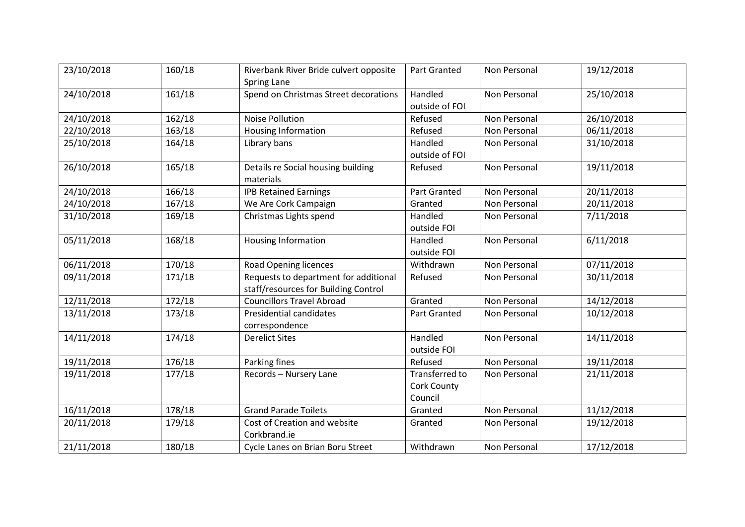| 23/10/2018 | 160/18 | Riverbank River Bride culvert opposite Spring Lane | Part Granted | Non Personal | 19/12/2018 |
|---|---|---|---|---|---|
| 24/10/2018 | 161/18 | Spend on Christmas Street decorations | Handled outside of FOI | Non Personal | 25/10/2018 |
| 24/10/2018 | 162/18 | Noise Pollution | Refused | Non Personal | 26/10/2018 |
| 22/10/2018 | 163/18 | Housing Information | Refused | Non Personal | 06/11/2018 |
| 25/10/2018 | 164/18 | Library bans | Handled outside of FOI | Non Personal | 31/10/2018 |
| 26/10/2018 | 165/18 | Details re Social housing building materials | Refused | Non Personal | 19/11/2018 |
| 24/10/2018 | 166/18 | IPB Retained Earnings | Part Granted | Non Personal | 20/11/2018 |
| 24/10/2018 | 167/18 | We Are Cork Campaign | Granted | Non Personal | 20/11/2018 |
| 31/10/2018 | 169/18 | Christmas Lights spend | Handled outside FOI | Non Personal | 7/11/2018 |
| 05/11/2018 | 168/18 | Housing Information | Handled outside FOI | Non Personal | 6/11/2018 |
| 06/11/2018 | 170/18 | Road Opening licences | Withdrawn | Non Personal | 07/11/2018 |
| 09/11/2018 | 171/18 | Requests to department for additional staff/resources for Building Control | Refused | Non Personal | 30/11/2018 |
| 12/11/2018 | 172/18 | Councillors Travel Abroad | Granted | Non Personal | 14/12/2018 |
| 13/11/2018 | 173/18 | Presidential candidates correspondence | Part Granted | Non Personal | 10/12/2018 |
| 14/11/2018 | 174/18 | Derelict Sites | Handled outside FOI | Non Personal | 14/11/2018 |
| 19/11/2018 | 176/18 | Parking fines | Refused | Non Personal | 19/11/2018 |
| 19/11/2018 | 177/18 | Records – Nursery Lane | Transferred to Cork County Council | Non Personal | 21/11/2018 |
| 16/11/2018 | 178/18 | Grand Parade Toilets | Granted | Non Personal | 11/12/2018 |
| 20/11/2018 | 179/18 | Cost of Creation and website Corkbrand.ie | Granted | Non Personal | 19/12/2018 |
| 21/11/2018 | 180/18 | Cycle Lanes on Brian Boru Street | Withdrawn | Non Personal | 17/12/2018 |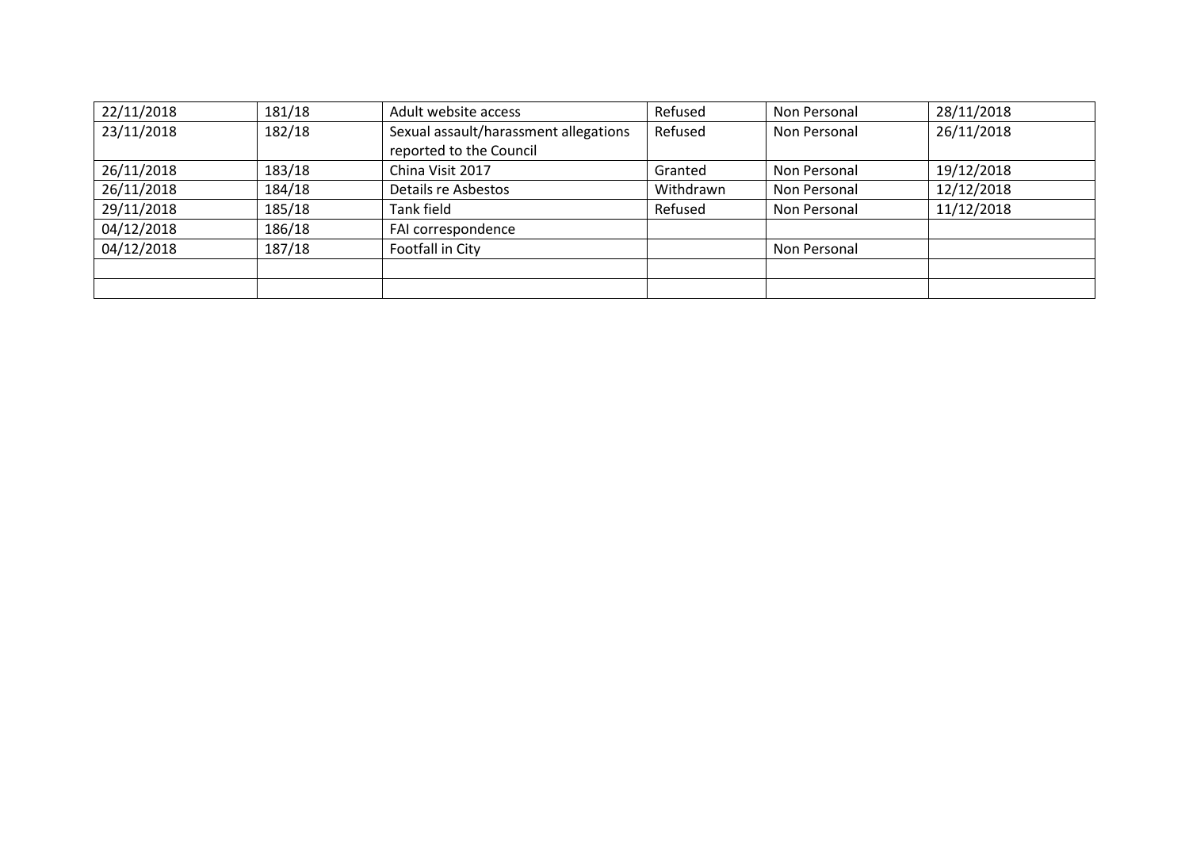| | | | | | |
|---|---|---|---|---|---|
| 22/11/2018 | 181/18 | Adult website access | Refused | Non Personal | 28/11/2018 |
| 23/11/2018 | 182/18 | Sexual assault/harassment allegations reported to the Council | Refused | Non Personal | 26/11/2018 |
| 26/11/2018 | 183/18 | China Visit 2017 | Granted | Non Personal | 19/12/2018 |
| 26/11/2018 | 184/18 | Details re Asbestos | Withdrawn | Non Personal | 12/12/2018 |
| 29/11/2018 | 185/18 | Tank field | Refused | Non Personal | 11/12/2018 |
| 04/12/2018 | 186/18 | FAI correspondence | | | |
| 04/12/2018 | 187/18 | Footfall in City | | Non Personal | |
| | | | | | |
| | | | | | |